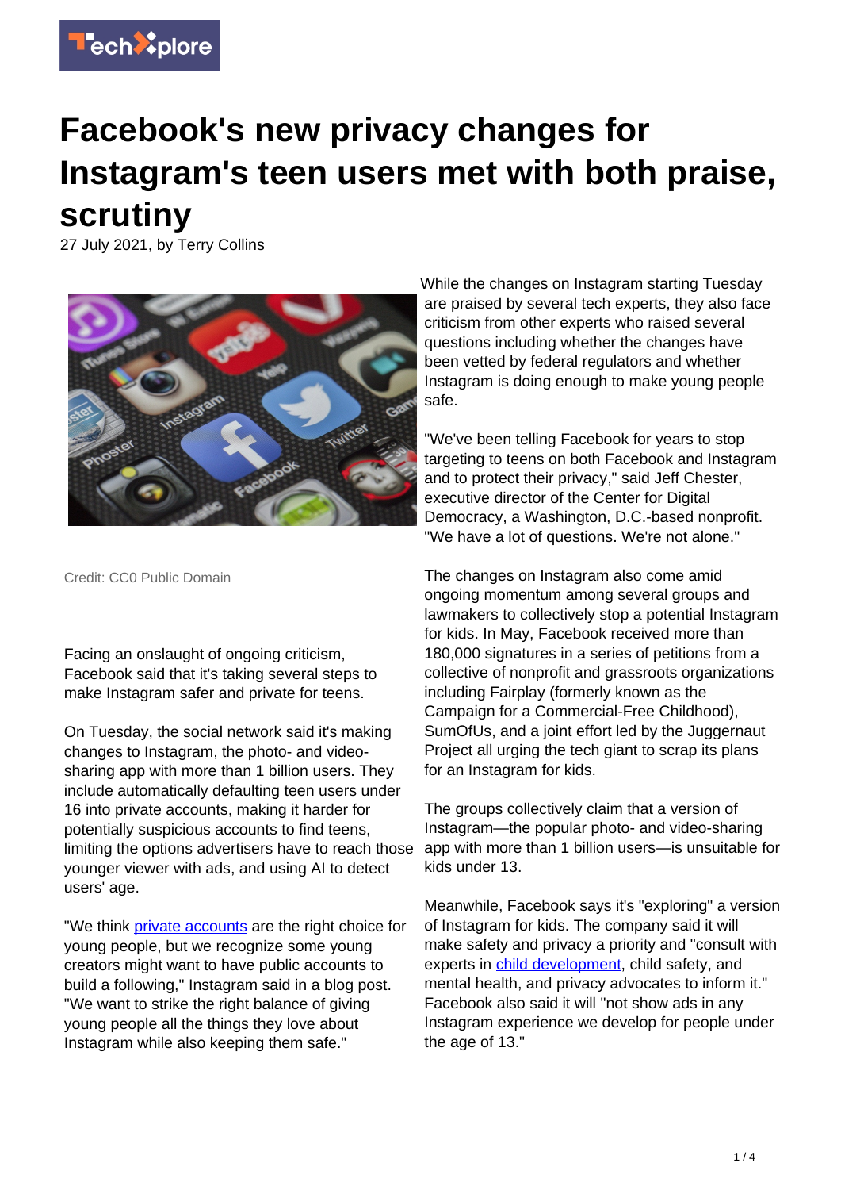# Facebook's new privacy changes for Instagram's teen users met with both praise, scrutiny

27 July 2021, by Terry Collins

Credit: CC0 Public Domain

Facing an onslaught of ongoing criticism, Facebook said that it's taking several steps to make Instagram safer and private for teens.

On Tuesday, the social network said it's making changes to Instagram, the photo- and video-sharing app with more than 1 billion users. They include automatically defaulting teen users under 16 into private accounts, making it harder for potentially suspicious accounts to find teens, limiting the options advertisers have to reach those younger viewer with ads, and using AI to detect users' age.

"We think private accounts are the right choice for young people, but we recognize some young creators might want to have public accounts to build a following," Instagram said in a blog post. "We want to strike the right balance of giving young people all the things they love about Instagram while also keeping them safe."

While the changes on Instagram starting Tuesday are praised by several tech experts, they also face criticism from other experts who raised several questions including whether the changes have been vetted by federal regulators and whether Instagram is doing enough to make young people safe.

"We've been telling Facebook for years to stop targeting to teens on both Facebook and Instagram and to protect their privacy," said Jeff Chester, executive director of the Center for Digital Democracy, a Washington, D.C.-based nonprofit. "We have a lot of questions. We're not alone."

The changes on Instagram also come amid ongoing momentum among several groups and lawmakers to collectively stop a potential Instagram for kids. In May, Facebook received more than 180,000 signatures in a series of petitions from a collective of nonprofit and grassroots organizations including Fairplay (formerly known as the Campaign for a Commercial-Free Childhood), SumOfUs, and a joint effort led by the Juggernaut Project all urging the tech giant to scrap its plans for an Instagram for kids.

The groups collectively claim that a version of Instagram—the popular photo- and video-sharing app with more than 1 billion users—is unsuitable for kids under 13.

Meanwhile, Facebook says it's "exploring" a version of Instagram for kids. The company said it will make safety and privacy a priority and "consult with experts in child development, child safety, and mental health, and privacy advocates to inform it." Facebook also said it will "not show ads in any Instagram experience we develop for people under the age of 13."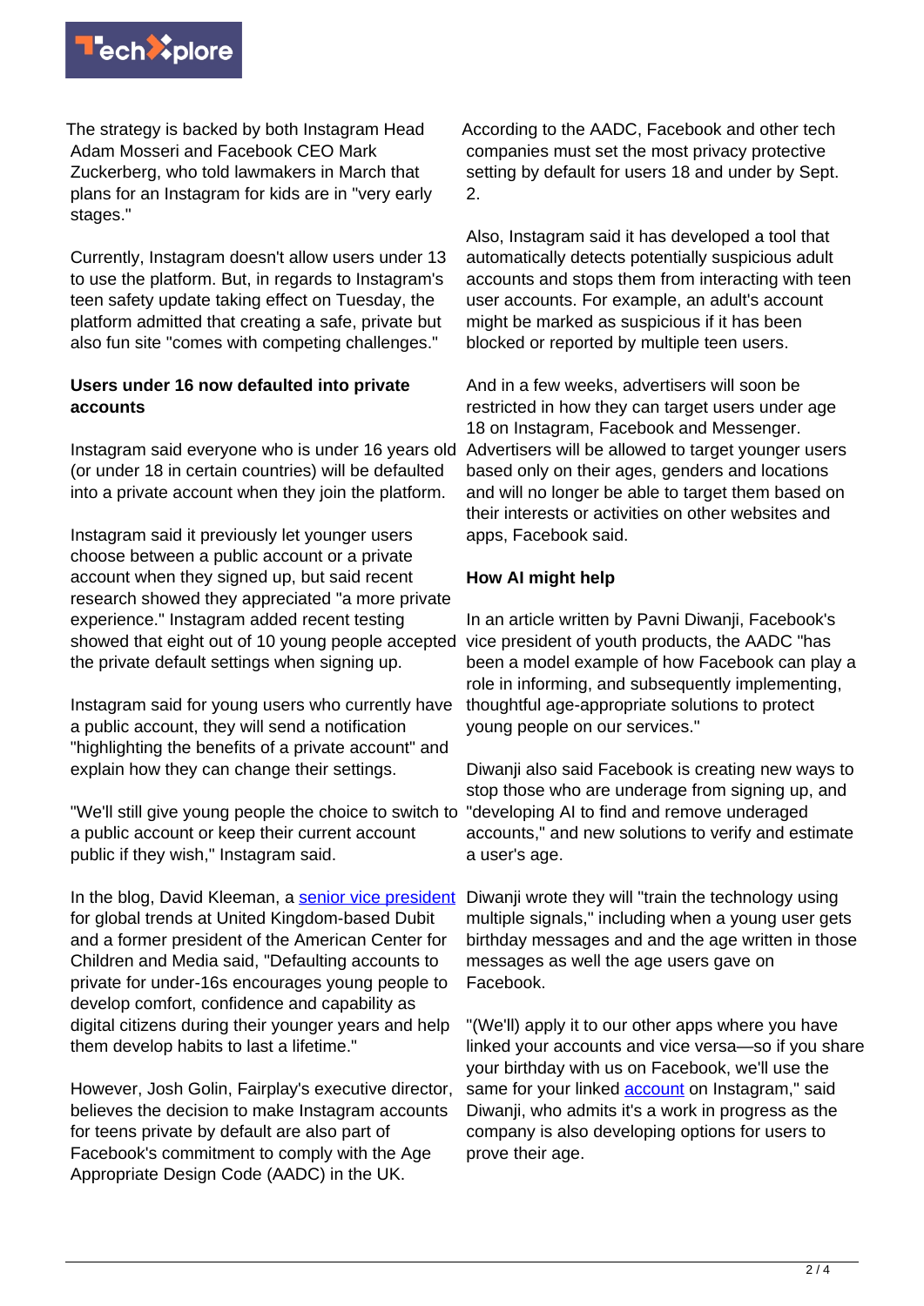The strategy is backed by both Instagram Head Adam Mosseri and Facebook CEO Mark Zuckerberg, who told lawmakers in March that plans for an Instagram for kids are in "very early stages."

Currently, Instagram doesn't allow users under 13 to use the platform. But, in regards to Instagram's teen safety update taking effect on Tuesday, the platform admitted that creating a safe, private but also fun site "comes with competing challenges."

**Users under 16 now defaulted into private accounts**

Instagram said everyone who is under 16 years old (or under 18 in certain countries) will be defaulted into a private account when they join the platform.

Instagram said it previously let younger users choose between a public account or a private account when they signed up, but said recent research showed they appreciated "a more private experience." Instagram added recent testing showed that eight out of 10 young people accepted the private default settings when signing up.

Instagram said for young users who currently have a public account, they will send a notification "highlighting the benefits of a private account" and explain how they can change their settings.

"We'll still give young people the choice to switch to a public account or keep their current account public if they wish," Instagram said.

In the blog, David Kleeman, a senior vice president for global trends at United Kingdom-based Dubit and a former president of the American Center for Children and Media said, "Defaulting accounts to private for under-16s encourages young people to develop comfort, confidence and capability as digital citizens during their younger years and help them develop habits to last a lifetime."

However, Josh Golin, Fairplay's executive director, believes the decision to make Instagram accounts for teens private by default are also part of Facebook's commitment to comply with the Age Appropriate Design Code (AADC) in the UK.

According to the AADC, Facebook and other tech companies must set the most privacy protective setting by default for users 18 and under by Sept. 2.

Also, Instagram said it has developed a tool that automatically detects potentially suspicious adult accounts and stops them from interacting with teen user accounts. For example, an adult's account might be marked as suspicious if it has been blocked or reported by multiple teen users.

And in a few weeks, advertisers will soon be restricted in how they can target users under age 18 on Instagram, Facebook and Messenger. Advertisers will be allowed to target younger users based only on their ages, genders and locations and will no longer be able to target them based on their interests or activities on other websites and apps, Facebook said.

**How AI might help**

In an article written by Pavni Diwanji, Facebook's vice president of youth products, the AADC "has been a model example of how Facebook can play a role in informing, and subsequently implementing, thoughtful age-appropriate solutions to protect young people on our services."

Diwanji also said Facebook is creating new ways to stop those who are underage from signing up, and "developing AI to find and remove underaged accounts," and new solutions to verify and estimate a user's age.

Diwanji wrote they will "train the technology using multiple signals," including when a young user gets birthday messages and and the age written in those messages as well the age users gave on Facebook.

"(We'll) apply it to our other apps where you have linked your accounts and vice versa—so if you share your birthday with us on Facebook, we'll use the same for your linked account on Instagram," said Diwanji, who admits it's a work in progress as the company is also developing options for users to prove their age.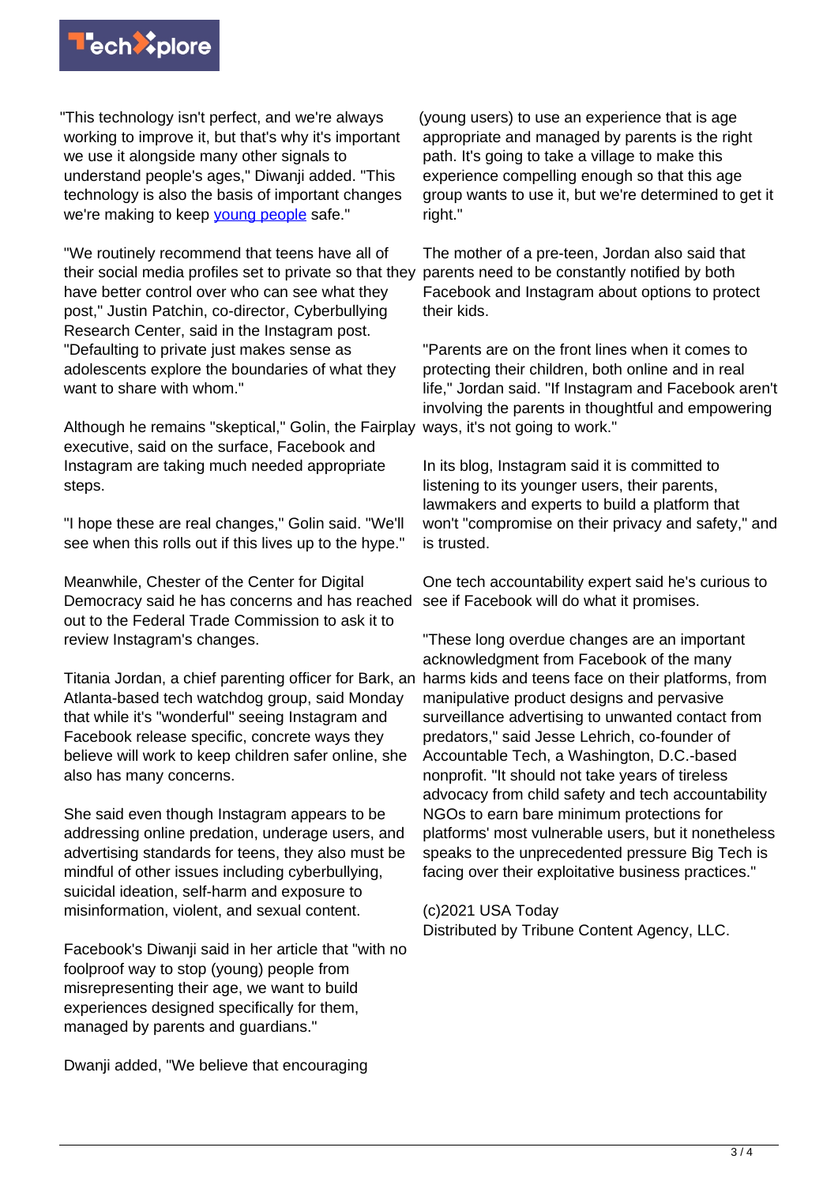"This technology isn't perfect, and we're always working to improve it, but that's why it's important we use it alongside many other signals to understand people's ages," Diwanji added. "This technology is also the basis of important changes we're making to keep young people safe."

"We routinely recommend that teens have all of their social media profiles set to private so that they have better control over who can see what they post," Justin Patchin, co-director, Cyberbullying Research Center, said in the Instagram post. "Defaulting to private just makes sense as adolescents explore the boundaries of what they want to share with whom."

Although he remains "skeptical," Golin, the Fairplay executive, said on the surface, Facebook and Instagram are taking much needed appropriate steps.

"I hope these are real changes," Golin said. "We'll see when this rolls out if this lives up to the hype."

Meanwhile, Chester of the Center for Digital Democracy said he has concerns and has reached out to the Federal Trade Commission to ask it to review Instagram's changes.

Titania Jordan, a chief parenting officer for Bark, an Atlanta-based tech watchdog group, said Monday that while it's "wonderful" seeing Instagram and Facebook release specific, concrete ways they believe will work to keep children safer online, she also has many concerns.

She said even though Instagram appears to be addressing online predation, underage users, and advertising standards for teens, they also must be mindful of other issues including cyberbullying, suicidal ideation, self-harm and exposure to misinformation, violent, and sexual content.

Facebook's Diwanji said in her article that "with no foolproof way to stop (young) people from misrepresenting their age, we want to build experiences designed specifically for them, managed by parents and guardians."

Dwanji added, "We believe that encouraging (young users) to use an experience that is age appropriate and managed by parents is the right path. It's going to take a village to make this experience compelling enough so that this age group wants to use it, but we're determined to get it right."

The mother of a pre-teen, Jordan also said that parents need to be constantly notified by both Facebook and Instagram about options to protect their kids.

"Parents are on the front lines when it comes to protecting their children, both online and in real life," Jordan said. "If Instagram and Facebook aren't involving the parents in thoughtful and empowering ways, it's not going to work."

In its blog, Instagram said it is committed to listening to its younger users, their parents, lawmakers and experts to build a platform that won't "compromise on their privacy and safety," and is trusted.

One tech accountability expert said he's curious to see if Facebook will do what it promises.

"These long overdue changes are an important acknowledgment from Facebook of the many harms kids and teens face on their platforms, from manipulative product designs and pervasive surveillance advertising to unwanted contact from predators," said Jesse Lehrich, co-founder of Accountable Tech, a Washington, D.C.-based nonprofit. "It should not take years of tireless advocacy from child safety and tech accountability NGOs to earn bare minimum protections for platforms' most vulnerable users, but it nonetheless speaks to the unprecedented pressure Big Tech is facing over their exploitative business practices."

(c)2021 USA Today
Distributed by Tribune Content Agency, LLC.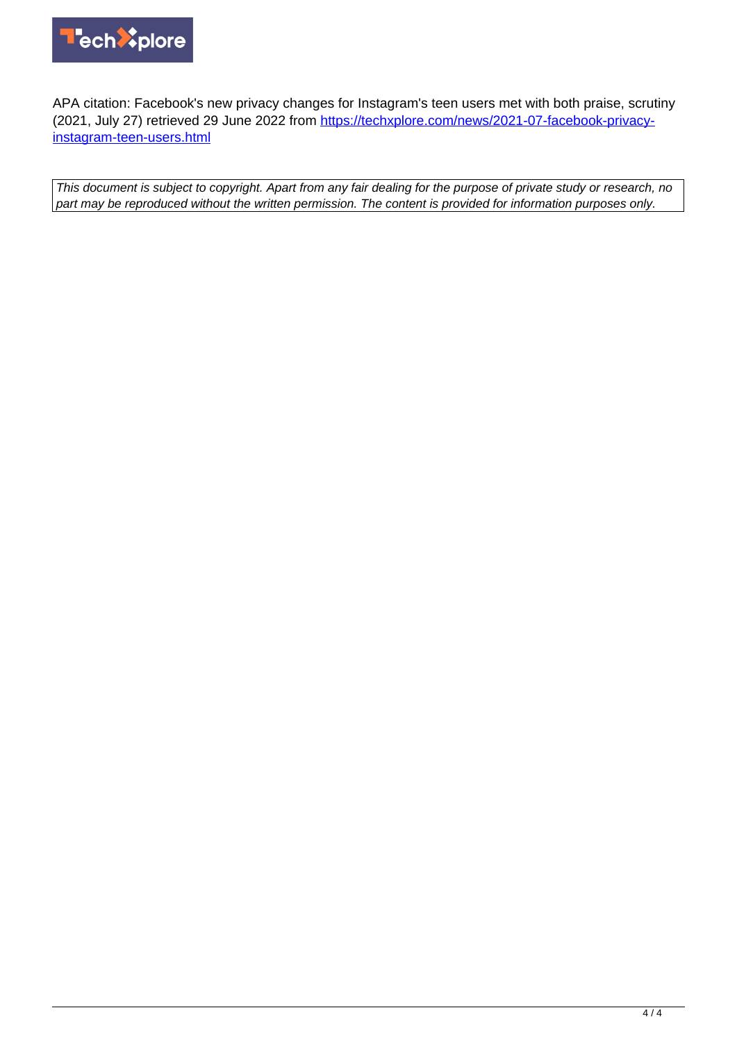APA citation: Facebook's new privacy changes for Instagram's teen users met with both praise, scrutiny (2021, July 27) retrieved 29 June 2022 from https://techxplore.com/news/2021-07-facebook-privacy-instagram-teen-users.html

*This document is subject to copyright. Apart from any fair dealing for the purpose of private study or research, no part may be reproduced without the written permission. The content is provided for information purposes only.*